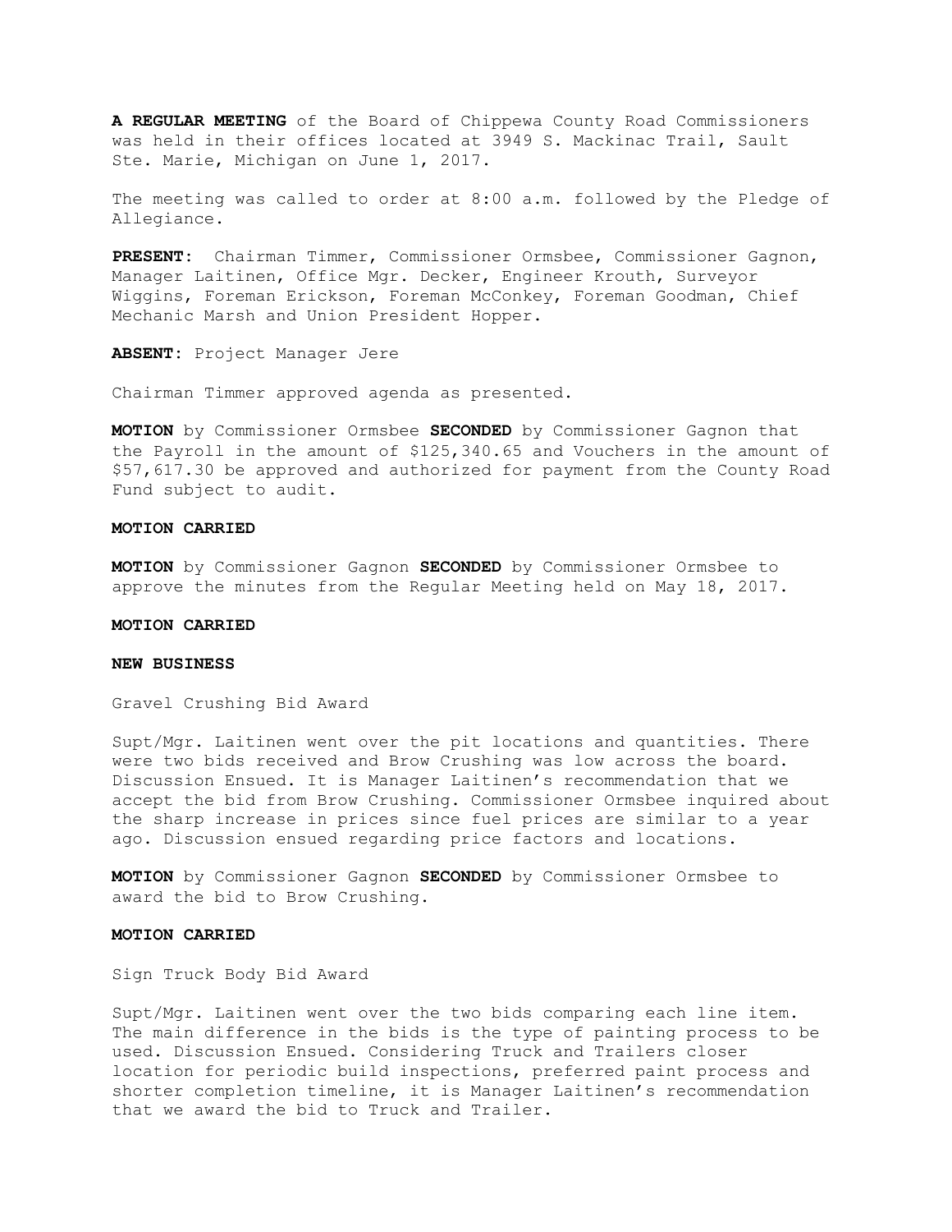**A REGULAR MEETING** of the Board of Chippewa County Road Commissioners was held in their offices located at 3949 S. Mackinac Trail, Sault Ste. Marie, Michigan on June 1, 2017.

The meeting was called to order at 8:00 a.m. followed by the Pledge of Allegiance.

**PRESENT**: Chairman Timmer, Commissioner Ormsbee, Commissioner Gagnon, Manager Laitinen, Office Mgr. Decker, Engineer Krouth, Surveyor Wiggins, Foreman Erickson, Foreman McConkey, Foreman Goodman, Chief Mechanic Marsh and Union President Hopper.

**ABSENT**: Project Manager Jere

Chairman Timmer approved agenda as presented.

**MOTION** by Commissioner Ormsbee **SECONDED** by Commissioner Gagnon that the Payroll in the amount of $125,340.65 and Vouchers in the amount of $57,617.30 be approved and authorized for payment from the County Road Fund subject to audit.

**MOTION CARRIED**

**MOTION** by Commissioner Gagnon **SECONDED** by Commissioner Ormsbee to approve the minutes from the Regular Meeting held on May 18, 2017.

**MOTION CARRIED**

**NEW BUSINESS**

Gravel Crushing Bid Award

Supt/Mgr. Laitinen went over the pit locations and quantities. There were two bids received and Brow Crushing was low across the board. Discussion Ensued. It is Manager Laitinen's recommendation that we accept the bid from Brow Crushing. Commissioner Ormsbee inquired about the sharp increase in prices since fuel prices are similar to a year ago. Discussion ensued regarding price factors and locations.

**MOTION** by Commissioner Gagnon **SECONDED** by Commissioner Ormsbee to award the bid to Brow Crushing.

**MOTION CARRIED**

Sign Truck Body Bid Award

Supt/Mgr. Laitinen went over the two bids comparing each line item. The main difference in the bids is the type of painting process to be used. Discussion Ensued. Considering Truck and Trailers closer location for periodic build inspections, preferred paint process and shorter completion timeline, it is Manager Laitinen's recommendation that we award the bid to Truck and Trailer.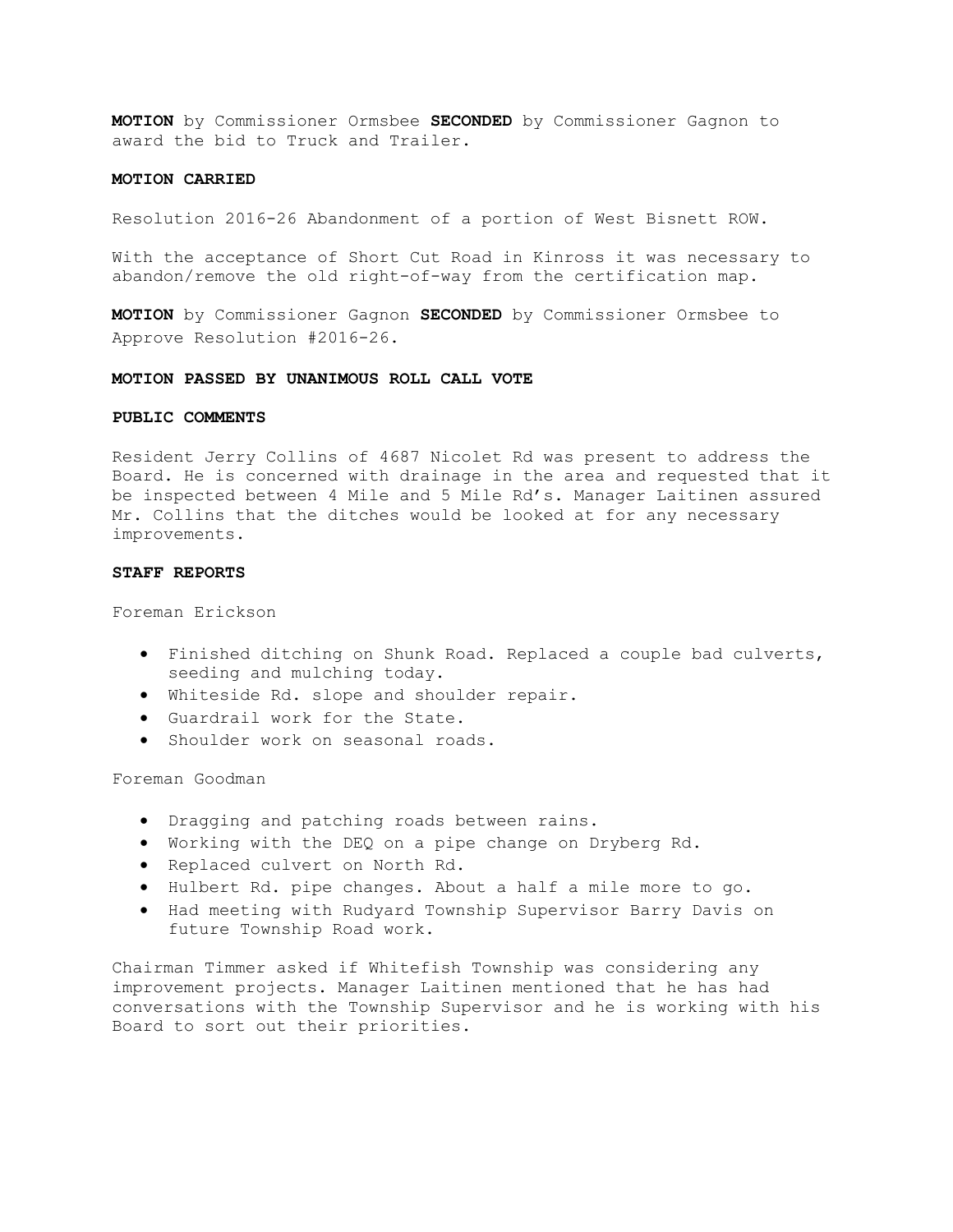**MOTION** by Commissioner Ormsbee **SECONDED** by Commissioner Gagnon to award the bid to Truck and Trailer.

**MOTION CARRIED**

Resolution 2016-26 Abandonment of a portion of West Bisnett ROW.

With the acceptance of Short Cut Road in Kinross it was necessary to abandon/remove the old right-of-way from the certification map.

**MOTION** by Commissioner Gagnon **SECONDED** by Commissioner Ormsbee to Approve Resolution #2016-26.

**MOTION PASSED BY UNANIMOUS ROLL CALL VOTE**

**PUBLIC COMMENTS**

Resident Jerry Collins of 4687 Nicolet Rd was present to address the Board. He is concerned with drainage in the area and requested that it be inspected between 4 Mile and 5 Mile Rd's. Manager Laitinen assured Mr. Collins that the ditches would be looked at for any necessary improvements.

**STAFF REPORTS**

Foreman Erickson

- Finished ditching on Shunk Road. Replaced a couple bad culverts, seeding and mulching today.
- Whiteside Rd. slope and shoulder repair.
- Guardrail work for the State.
- Shoulder work on seasonal roads.

Foreman Goodman

- Dragging and patching roads between rains.
- Working with the DEQ on a pipe change on Dryberg Rd.
- Replaced culvert on North Rd.
- Hulbert Rd. pipe changes. About a half a mile more to go.
- Had meeting with Rudyard Township Supervisor Barry Davis on future Township Road work.

Chairman Timmer asked if Whitefish Township was considering any improvement projects. Manager Laitinen mentioned that he has had conversations with the Township Supervisor and he is working with his Board to sort out their priorities.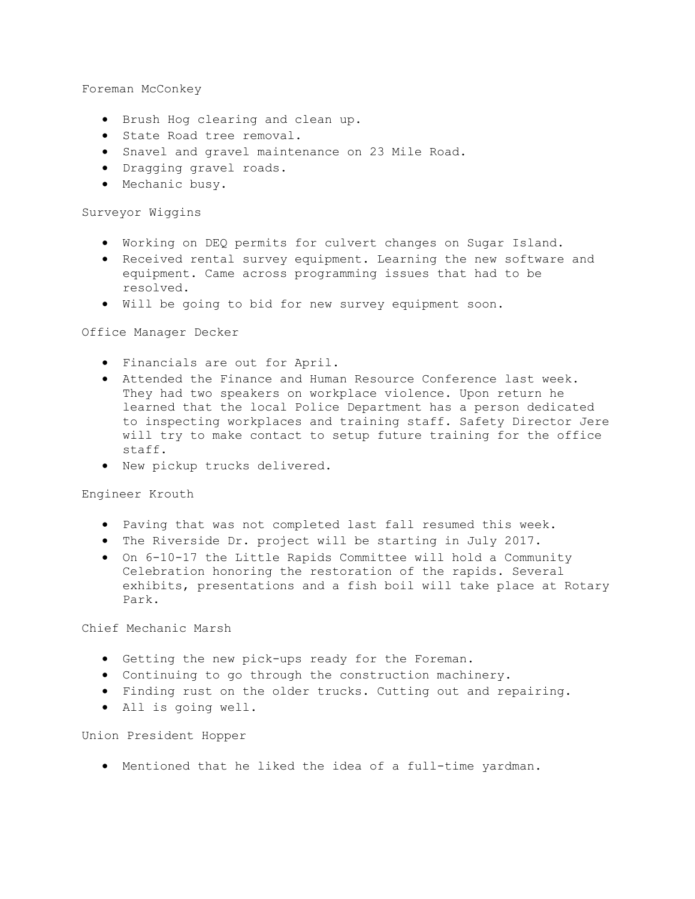Foreman McConkey

- Brush Hog clearing and clean up.
- State Road tree removal.
- Snavel and gravel maintenance on 23 Mile Road.
- Dragging gravel roads.
- Mechanic busy.

Surveyor Wiggins

- Working on DEQ permits for culvert changes on Sugar Island.
- Received rental survey equipment. Learning the new software and equipment. Came across programming issues that had to be resolved.
- Will be going to bid for new survey equipment soon.

Office Manager Decker

- Financials are out for April.
- Attended the Finance and Human Resource Conference last week. They had two speakers on workplace violence. Upon return he learned that the local Police Department has a person dedicated to inspecting workplaces and training staff. Safety Director Jere will try to make contact to setup future training for the office staff.
- New pickup trucks delivered.

Engineer Krouth

- Paving that was not completed last fall resumed this week.
- The Riverside Dr. project will be starting in July 2017.
- On 6-10-17 the Little Rapids Committee will hold a Community Celebration honoring the restoration of the rapids. Several exhibits, presentations and a fish boil will take place at Rotary Park.

Chief Mechanic Marsh

- Getting the new pick-ups ready for the Foreman.
- Continuing to go through the construction machinery.
- Finding rust on the older trucks. Cutting out and repairing.
- All is going well.

Union President Hopper

- Mentioned that he liked the idea of a full-time yardman.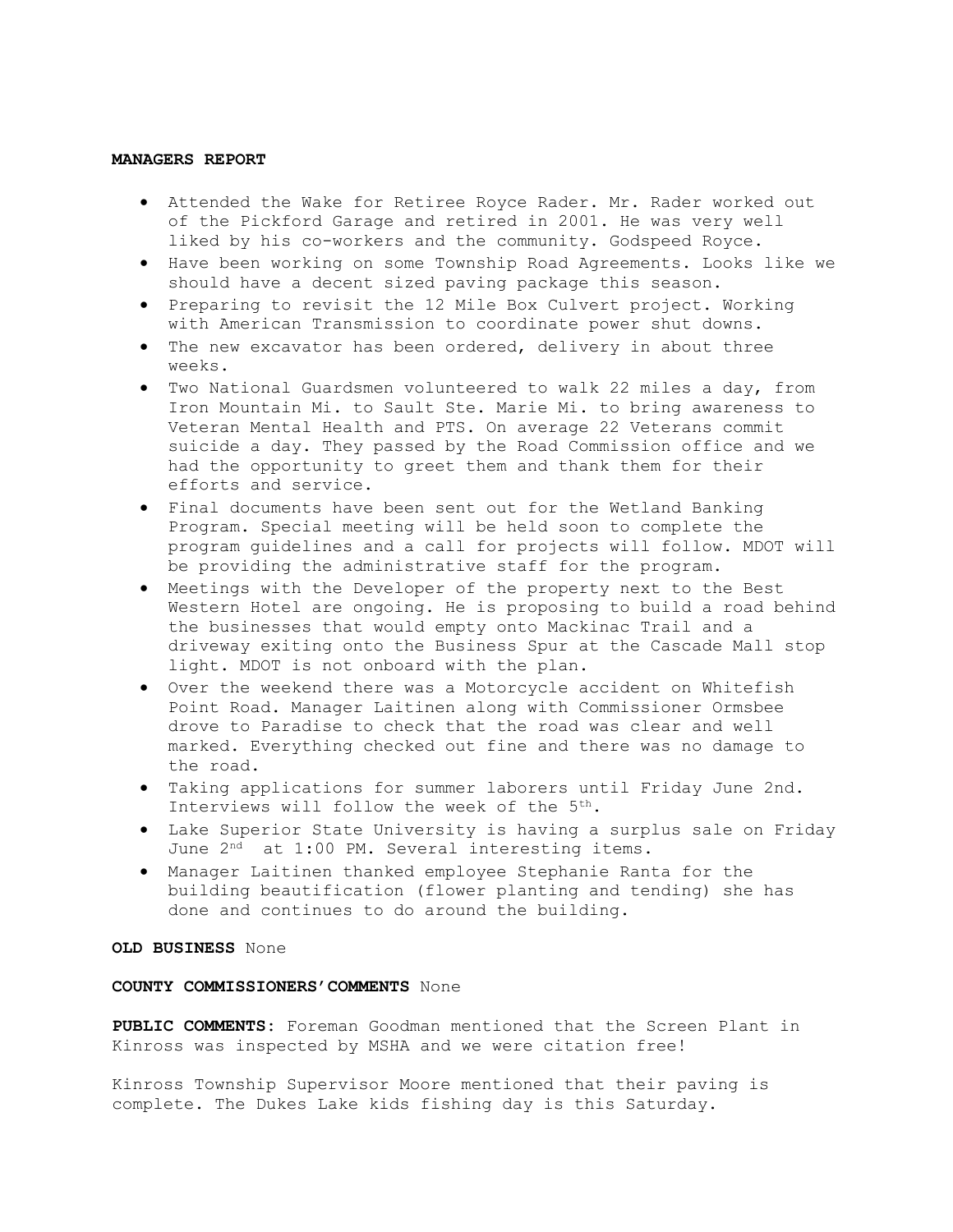**MANAGERS REPORT**

- Attended the Wake for Retiree Royce Rader. Mr. Rader worked out of the Pickford Garage and retired in 2001. He was very well liked by his co-workers and the community. Godspeed Royce.
- Have been working on some Township Road Agreements. Looks like we should have a decent sized paving package this season.
- Preparing to revisit the 12 Mile Box Culvert project. Working with American Transmission to coordinate power shut downs.
- The new excavator has been ordered, delivery in about three weeks.
- Two National Guardsmen volunteered to walk 22 miles a day, from Iron Mountain Mi. to Sault Ste. Marie Mi. to bring awareness to Veteran Mental Health and PTS. On average 22 Veterans commit suicide a day. They passed by the Road Commission office and we had the opportunity to greet them and thank them for their efforts and service.
- Final documents have been sent out for the Wetland Banking Program. Special meeting will be held soon to complete the program guidelines and a call for projects will follow. MDOT will be providing the administrative staff for the program.
- Meetings with the Developer of the property next to the Best Western Hotel are ongoing. He is proposing to build a road behind the businesses that would empty onto Mackinac Trail and a driveway exiting onto the Business Spur at the Cascade Mall stop light. MDOT is not onboard with the plan.
- Over the weekend there was a Motorcycle accident on Whitefish Point Road. Manager Laitinen along with Commissioner Ormsbee drove to Paradise to check that the road was clear and well marked. Everything checked out fine and there was no damage to the road.
- Taking applications for summer laborers until Friday June 2nd. Interviews will follow the week of the 5th.
- Lake Superior State University is having a surplus sale on Friday June 2nd at 1:00 PM. Several interesting items.
- Manager Laitinen thanked employee Stephanie Ranta for the building beautification (flower planting and tending) she has done and continues to do around the building.

**OLD BUSINESS** None

**COUNTY COMMISSIONERS'COMMENTS** None

**PUBLIC COMMENTS:** Foreman Goodman mentioned that the Screen Plant in Kinross was inspected by MSHA and we were citation free!

Kinross Township Supervisor Moore mentioned that their paving is complete. The Dukes Lake kids fishing day is this Saturday.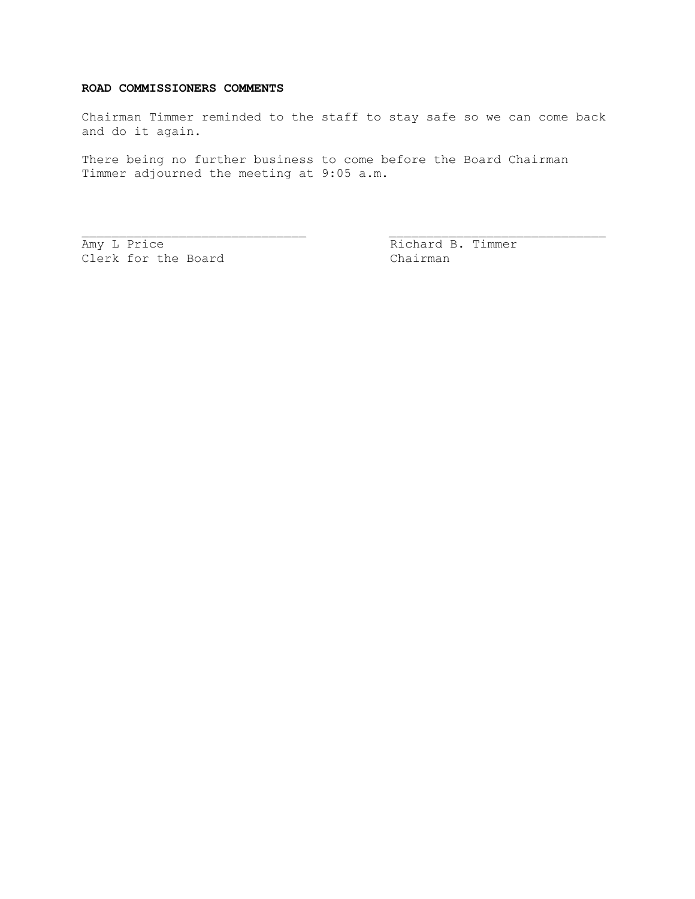**ROAD COMMISSIONERS COMMENTS**

Chairman Timmer reminded to the staff to stay safe so we can come back and do it again.

There being no further business to come before the Board Chairman Timmer adjourned the meeting at 9:05 a.m.

| | |
|---|---|
| ______________________________ | ______________________________ |
| Amy L Price | Richard B. Timmer |
| Clerk for the Board | Chairman |